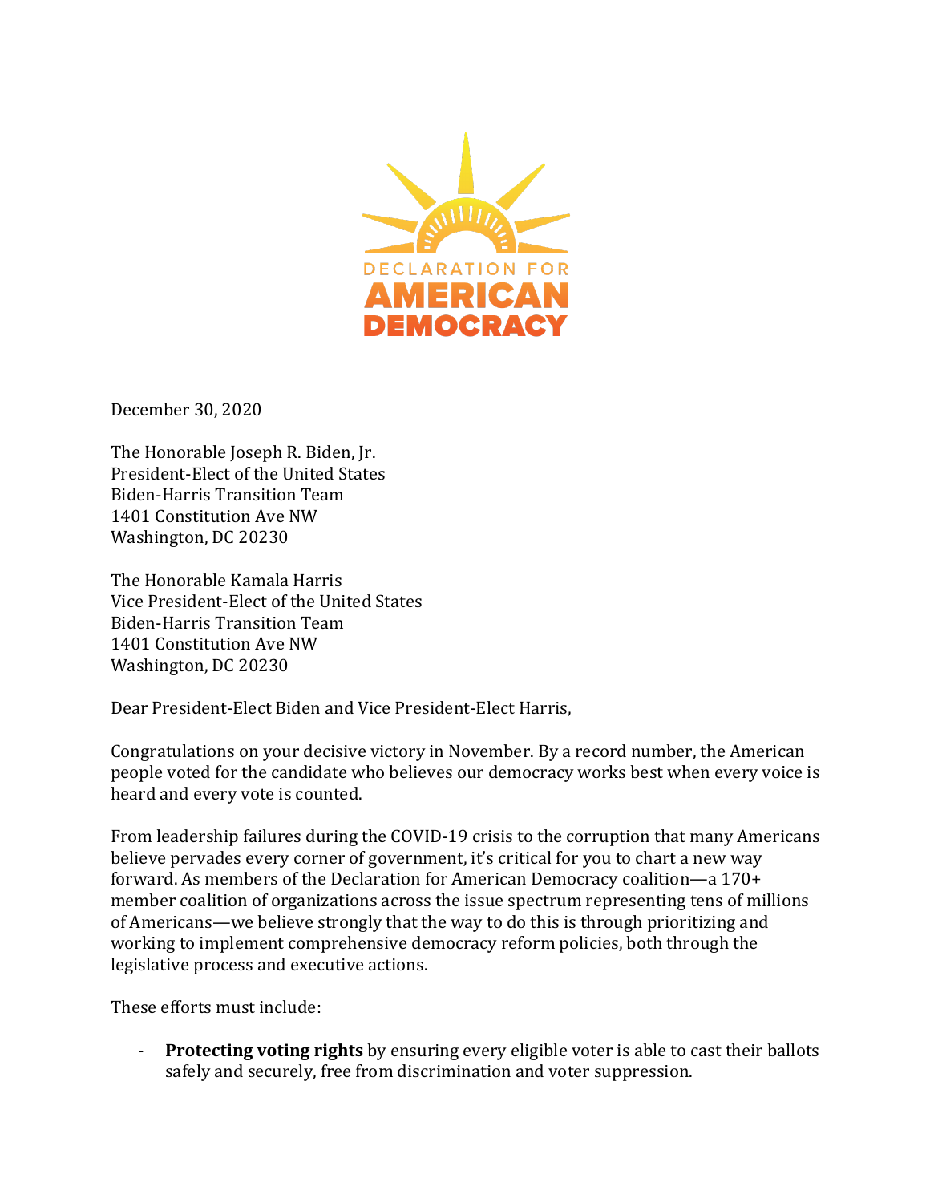DECLARATION FOR
AMERICAN
DEMOCRACY

December 30, 2020

The Honorable Joseph R. Biden, Jr.
President-Elect of the United States
Biden-Harris Transition Team
1401 Constitution Ave NW
Washington, DC 20230

The Honorable Kamala Harris
Vice President-Elect of the United States
Biden-Harris Transition Team
1401 Constitution Ave NW
Washington, DC 20230

Dear President-Elect Biden and Vice President-Elect Harris,

Congratulations on your decisive victory in November. By a record number, the American people voted for the candidate who believes our democracy works best when every voice is heard and every vote is counted.

From leadership failures during the COVID-19 crisis to the corruption that many Americans believe pervades every corner of government, it's critical for you to chart a new way forward. As members of the Declaration for American Democracy coalition—a 170+ member coalition of organizations across the issue spectrum representing tens of millions of Americans—we believe strongly that the way to do this is through prioritizing and working to implement comprehensive democracy reform policies, both through the legislative process and executive actions.

These efforts must include:

- **Protecting voting rights** by ensuring every eligible voter is able to cast their ballots safely and securely, free from discrimination and voter suppression.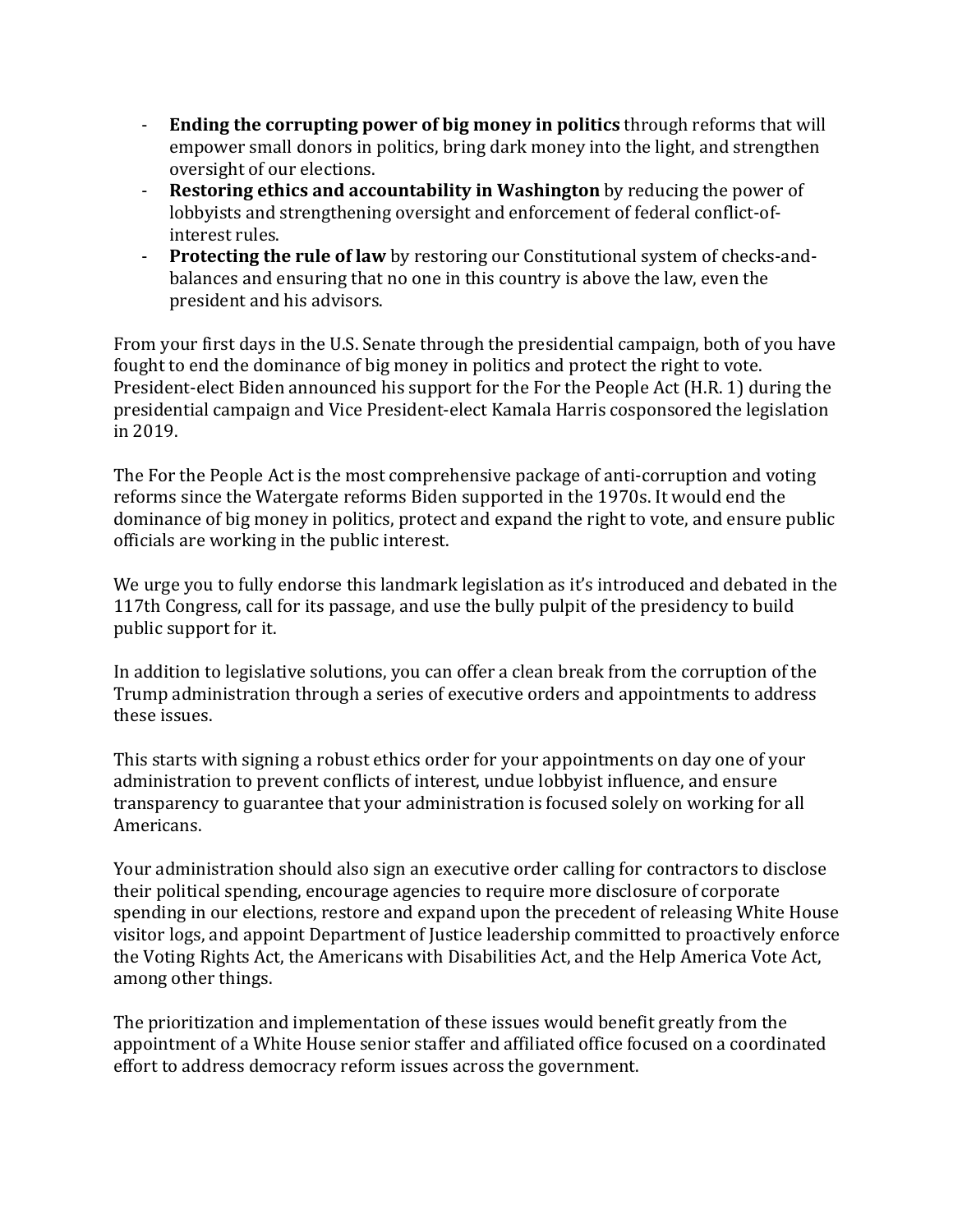- **Ending the corrupting power of big money in politics** through reforms that will empower small donors in politics, bring dark money into the light, and strengthen oversight of our elections.
- **Restoring ethics and accountability in Washington** by reducing the power of lobbyists and strengthening oversight and enforcement of federal conflict-of-interest rules.
- **Protecting the rule of law** by restoring our Constitutional system of checks-and-balances and ensuring that no one in this country is above the law, even the president and his advisors.

From your first days in the U.S. Senate through the presidential campaign, both of you have fought to end the dominance of big money in politics and protect the right to vote. President-elect Biden announced his support for the For the People Act (H.R. 1) during the presidential campaign and Vice President-elect Kamala Harris cosponsored the legislation in 2019.

The For the People Act is the most comprehensive package of anti-corruption and voting reforms since the Watergate reforms Biden supported in the 1970s. It would end the dominance of big money in politics, protect and expand the right to vote, and ensure public officials are working in the public interest.

We urge you to fully endorse this landmark legislation as it's introduced and debated in the 117th Congress, call for its passage, and use the bully pulpit of the presidency to build public support for it.

In addition to legislative solutions, you can offer a clean break from the corruption of the Trump administration through a series of executive orders and appointments to address these issues.

This starts with signing a robust ethics order for your appointments on day one of your administration to prevent conflicts of interest, undue lobbyist influence, and ensure transparency to guarantee that your administration is focused solely on working for all Americans.

Your administration should also sign an executive order calling for contractors to disclose their political spending, encourage agencies to require more disclosure of corporate spending in our elections, restore and expand upon the precedent of releasing White House visitor logs, and appoint Department of Justice leadership committed to proactively enforce the Voting Rights Act, the Americans with Disabilities Act, and the Help America Vote Act, among other things.

The prioritization and implementation of these issues would benefit greatly from the appointment of a White House senior staffer and affiliated office focused on a coordinated effort to address democracy reform issues across the government.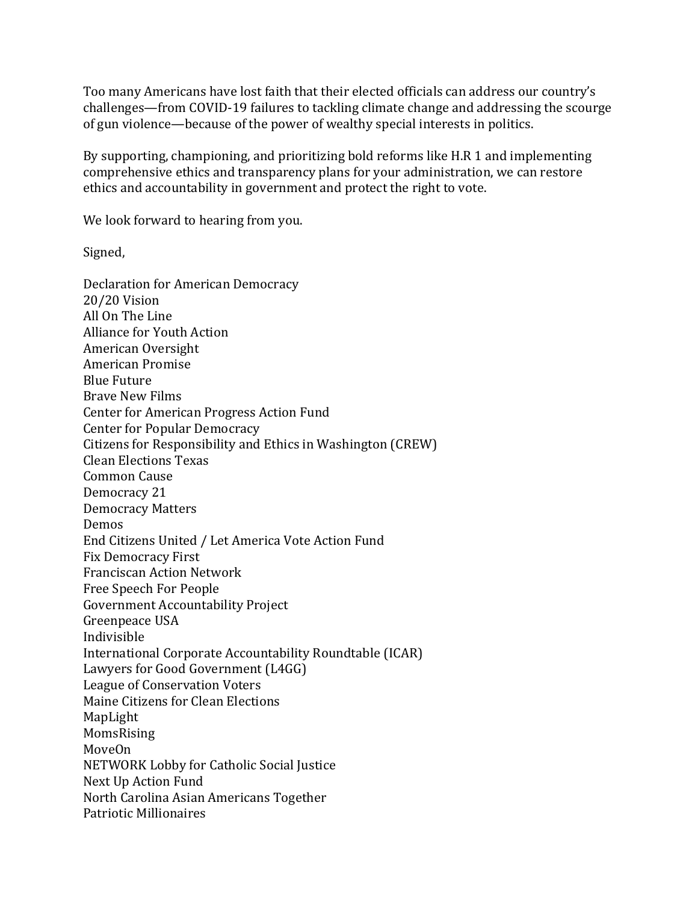Too many Americans have lost faith that their elected officials can address our country's challenges—from COVID-19 failures to tackling climate change and addressing the scourge of gun violence—because of the power of wealthy special interests in politics.

By supporting, championing, and prioritizing bold reforms like H.R 1 and implementing comprehensive ethics and transparency plans for your administration, we can restore ethics and accountability in government and protect the right to vote.

We look forward to hearing from you.

Signed,

Declaration for American Democracy  
20/20 Vision  
All On The Line  
Alliance for Youth Action  
American Oversight  
American Promise  
Blue Future  
Brave New Films  
Center for American Progress Action Fund  
Center for Popular Democracy  
Citizens for Responsibility and Ethics in Washington (CREW)  
Clean Elections Texas  
Common Cause  
Democracy 21  
Democracy Matters  
Demos  
End Citizens United / Let America Vote Action Fund  
Fix Democracy First  
Franciscan Action Network  
Free Speech For People  
Government Accountability Project  
Greenpeace USA  
Indivisible  
International Corporate Accountability Roundtable (ICAR)  
Lawyers for Good Government (L4GG)  
League of Conservation Voters  
Maine Citizens for Clean Elections  
MapLight  
MomsRising  
MoveOn  
NETWORK Lobby for Catholic Social Justice  
Next Up Action Fund  
North Carolina Asian Americans Together  
Patriotic Millionaires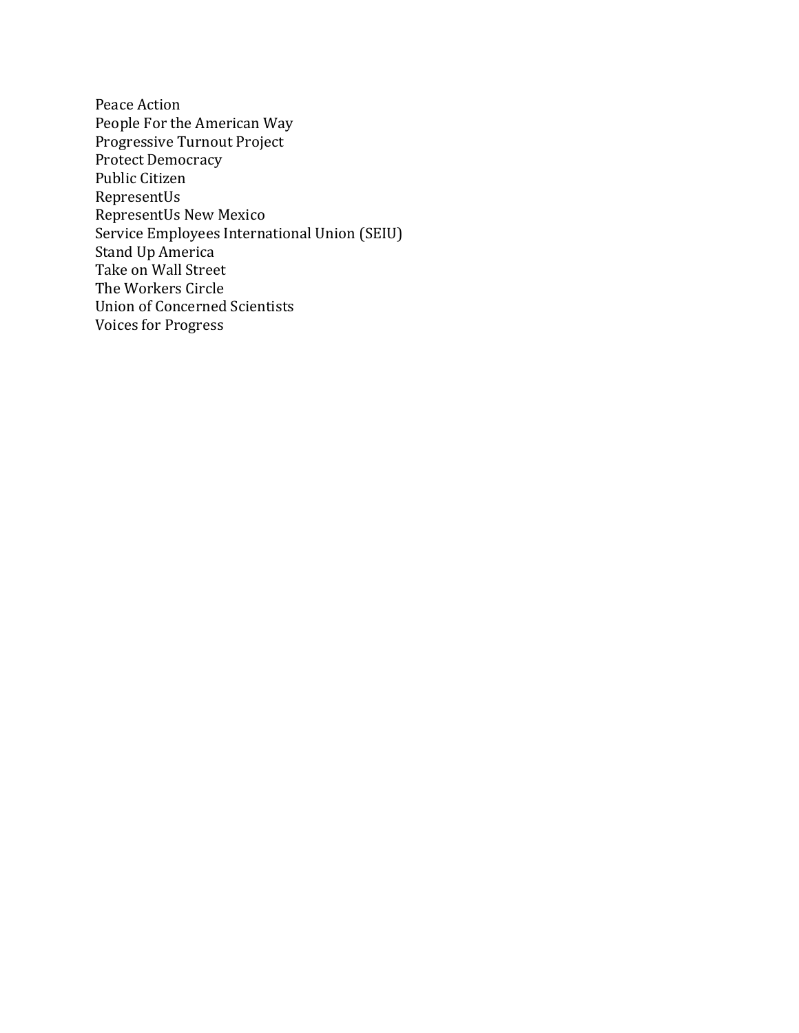Peace Action
People For the American Way
Progressive Turnout Project
Protect Democracy
Public Citizen
RepresentUs
RepresentUs New Mexico
Service Employees International Union (SEIU)
Stand Up America
Take on Wall Street
The Workers Circle
Union of Concerned Scientists
Voices for Progress